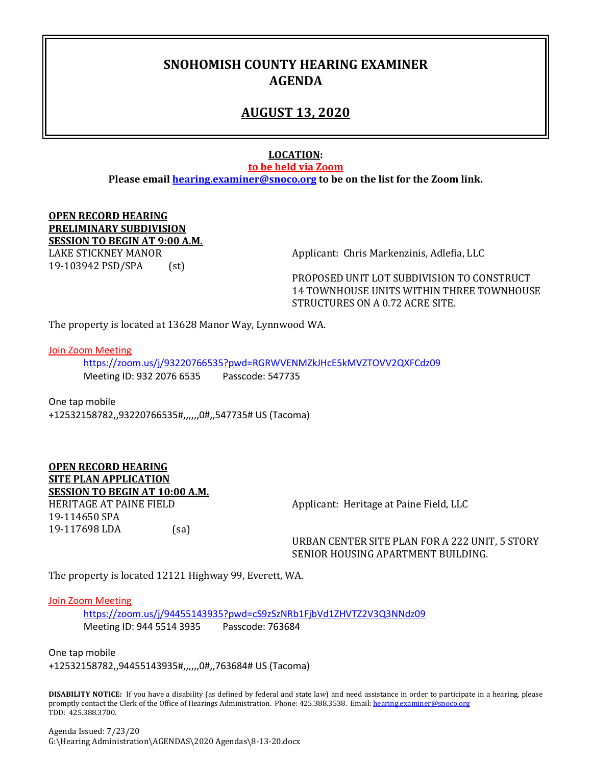# SNOHOMISH COUNTY HEARING EXAMINER AGENDA

## AUGUST 13, 2020

**LOCATION:**
**to be held via Zoom**
**Please email hearing.examiner@snoco.org to be on the list for the Zoom link.**

**OPEN RECORD HEARING**
**PRELIMINARY SUBDIVISION**
**SESSION TO BEGIN AT 9:00 A.M.**

LAKE STICKNEY MANOR
19-103942 PSD/SPA (st)

Applicant: Chris Markenzinis, Adlefia, LLC

PROPOSED UNIT LOT SUBDIVISION TO CONSTRUCT 14 TOWNHOUSE UNITS WITHIN THREE TOWNHOUSE STRUCTURES ON A 0.72 ACRE SITE.

The property is located at 13628 Manor Way, Lynnwood WA.

Join Zoom Meeting
https://zoom.us/j/93220766535?pwd=RGRWVENMZkJHcE5kMVZTOVV2QXFCdz09
Meeting ID: 932 2076 6535 Passcode: 547735

One tap mobile
+12532158782,,93220766535#,,,,,,0#,,547735# US (Tacoma)

**OPEN RECORD HEARING**
**SITE PLAN APPLICATION**
**SESSION TO BEGIN AT 10:00 A.M.**

HERITAGE AT PAINE FIELD
19-114650 SPA
19-117698 LDA (sa)

Applicant: Heritage at Paine Field, LLC

URBAN CENTER SITE PLAN FOR A 222 UNIT, 5 STORY SENIOR HOUSING APARTMENT BUILDING.

The property is located 12121 Highway 99, Everett, WA.

Join Zoom Meeting
https://zoom.us/j/94455143935?pwd=cS9zSzNRb1FjbVd1ZHVTZ2V3Q3NNdz09
Meeting ID: 944 5514 3935 Passcode: 763684

One tap mobile
+12532158782,,94455143935#,,,,,,0#,,763684# US (Tacoma)

**DISABILITY NOTICE:** If you have a disability (as defined by federal and state law) and need assistance in order to participate in a hearing, please promptly contact the Clerk of the Office of Hearings Administration. Phone: 425.388.3538. Email: hearing.examiner@snoco.org TDD: 425.388.3700.

Agenda Issued: 7/23/20
G:\Hearing Administration\AGENDAS\2020 Agendas\8-13-20.docx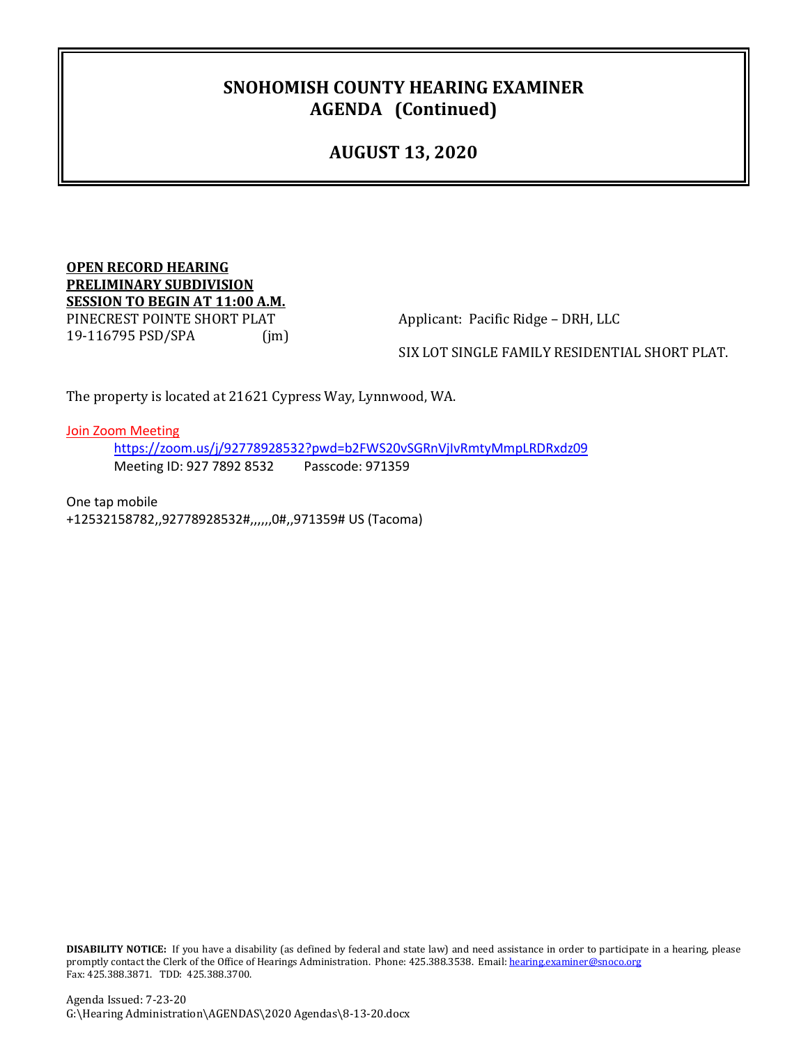# SNOHOMISH COUNTY HEARING EXAMINER AGENDA (Continued)

## AUGUST 13, 2020

**OPEN RECORD HEARING**
**PRELIMINARY SUBDIVISION**
**SESSION TO BEGIN AT 11:00 A.M.**

PINECREST POINTE SHORT PLAT
19-116795 PSD/SPA (jm)

Applicant: Pacific Ridge – DRH, LLC

SIX LOT SINGLE FAMILY RESIDENTIAL SHORT PLAT.

The property is located at 21621 Cypress Way, Lynnwood, WA.

Join Zoom Meeting

https://zoom.us/j/92778928532?pwd=b2FWS20vSGRnVjIvRmtyMmpLRDRxdz09
Meeting ID: 927 7892 8532 Passcode: 971359

One tap mobile
+12532158782,,92778928532#,,,,,,0#,,971359# US (Tacoma)

**DISABILITY NOTICE:** If you have a disability (as defined by federal and state law) and need assistance in order to participate in a hearing, please promptly contact the Clerk of the Office of Hearings Administration. Phone: 425.388.3538. Email: hearing.examiner@snoco.org
Fax: 425.388.3871. TDD: 425.388.3700.

Agenda Issued: 7-23-20
G:\Hearing Administration\AGENDAS\2020 Agendas\8-13-20.docx